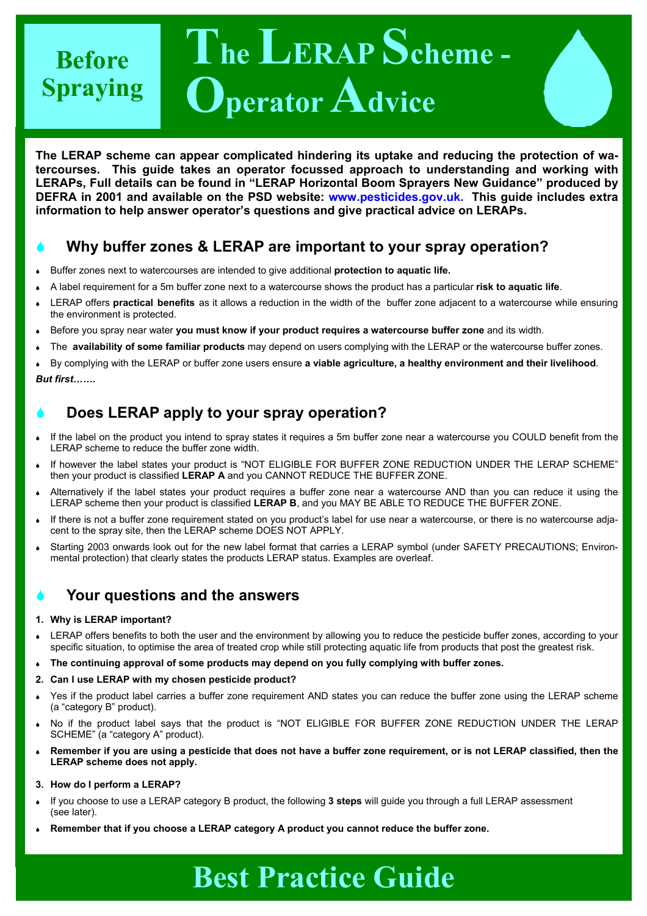# Before Spraying

# The LERAP Scheme - Operator Advice

**The LERAP scheme can appear complicated hindering its uptake and reducing the protection of watercourses. This guide takes an operator focussed approach to understanding and working with LERAPs, Full details can be found in "LERAP Horizontal Boom Sprayers New Guidance" produced by DEFRA in 2001 and available on the PSD website: www.pesticides.gov.uk. This guide includes extra information to help answer operator's questions and give practical advice on LERAPs.**

## Why buffer zones & LERAP are important to your spray operation?

- Buffer zones next to watercourses are intended to give additional **protection to aquatic life.**
- A label requirement for a 5m buffer zone next to a watercourse shows the product has a particular **risk to aquatic life**.
- LERAP offers **practical benefits** as it allows a reduction in the width of the buffer zone adjacent to a watercourse while ensuring the environment is protected.
- Before you spray near water **you must know if your product requires a watercourse buffer zone** and its width.
- The **availability of some familiar products** may depend on users complying with the LERAP or the watercourse buffer zones.
- By complying with the LERAP or buffer zone users ensure **a viable agriculture, a healthy environment and their livelihood**.

***But first…….***

## Does LERAP apply to your spray operation?

- If the label on the product you intend to spray states it requires a 5m buffer zone near a watercourse you COULD benefit from the LERAP scheme to reduce the buffer zone width.
- If however the label states your product is "NOT ELIGIBLE FOR BUFFER ZONE REDUCTION UNDER THE LERAP SCHEME" then your product is classified **LERAP A** and you CANNOT REDUCE THE BUFFER ZONE.
- Alternatively if the label states your product requires a buffer zone near a watercourse AND than you can reduce it using the LERAP scheme then your product is classified **LERAP B**, and you MAY BE ABLE TO REDUCE THE BUFFER ZONE.
- If there is not a buffer zone requirement stated on you product's label for use near a watercourse, or there is no watercourse adjacent to the spray site, then the LERAP scheme DOES NOT APPLY.
- Starting 2003 onwards look out for the new label format that carries a LERAP symbol (under SAFETY PRECAUTIONS; Environmental protection) that clearly states the products LERAP status. Examples are overleaf.

## Your questions and the answers

**1. Why is LERAP important?**

- LERAP offers benefits to both the user and the environment by allowing you to reduce the pesticide buffer zones, according to your specific situation, to optimise the area of treated crop while still protecting aquatic life from products that post the greatest risk.
- **The continuing approval of some products may depend on you fully complying with buffer zones.**

**2. Can I use LERAP with my chosen pesticide product?**

- Yes if the product label carries a buffer zone requirement AND states you can reduce the buffer zone using the LERAP scheme (a "category B" product).
- No if the product label says that the product is "NOT ELIGIBLE FOR BUFFER ZONE REDUCTION UNDER THE LERAP SCHEME" (a "category A" product).
- **Remember if you are using a pesticide that does not have a buffer zone requirement, or is not LERAP classified, then the LERAP scheme does not apply.**

**3. How do I perform a LERAP?**

- If you choose to use a LERAP category B product, the following **3 steps** will guide you through a full LERAP assessment (see later).
- **Remember that if you choose a LERAP category A product you cannot reduce the buffer zone.**

# Best Practice Guide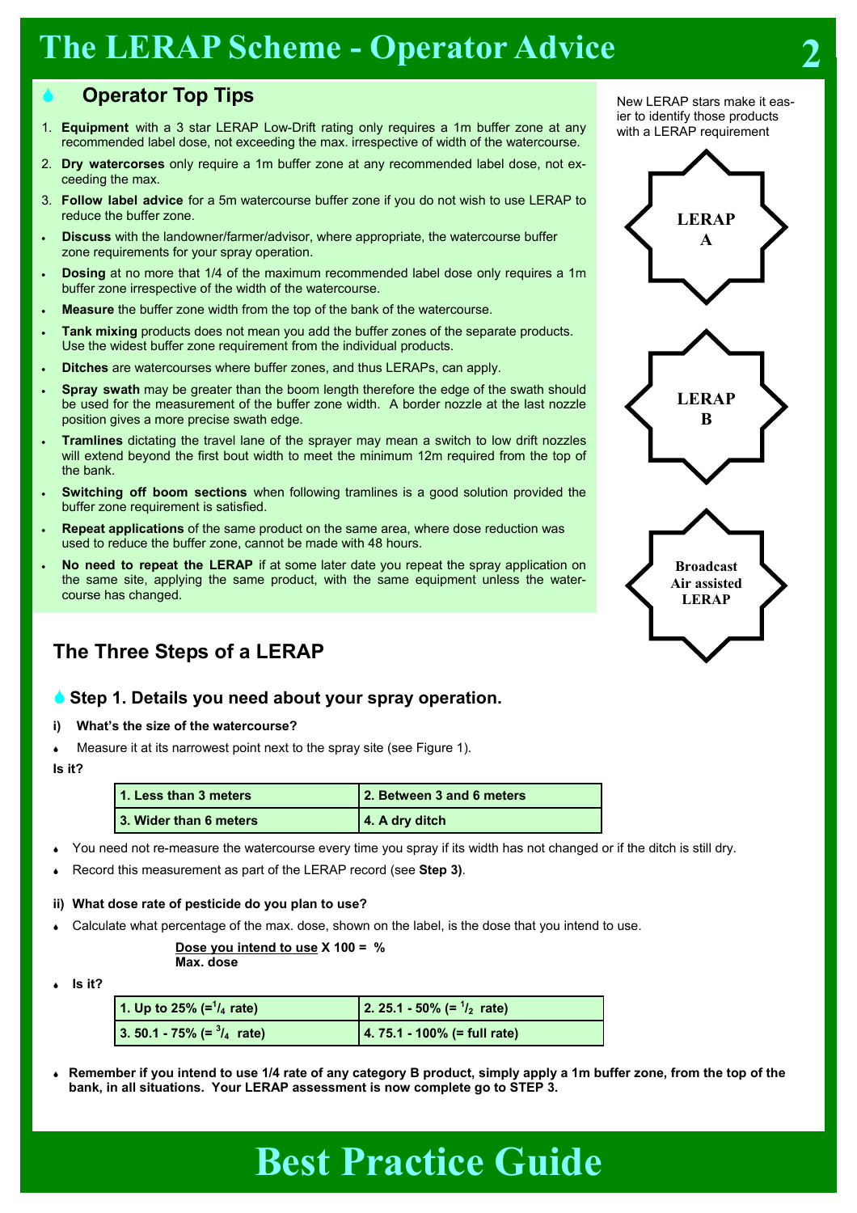# The LERAP Scheme - Operator Advice

## Operator Top Tips

1. **Equipment** with a 3 star LERAP Low-Drift rating only requires a 1m buffer zone at any recommended label dose, not exceeding the max. irrespective of width of the watercourse.
2. **Dry watercorses** only require a 1m buffer zone at any recommended label dose, not exceeding the max.
3. **Follow label advice** for a 5m watercourse buffer zone if you do not wish to use LERAP to reduce the buffer zone.

- **Discuss** with the landowner/farmer/advisor, where appropriate, the watercourse buffer zone requirements for your spray operation.
- **Dosing** at no more that 1/4 of the maximum recommended label dose only requires a 1m buffer zone irrespective of the width of the watercourse.
- **Measure** the buffer zone width from the top of the bank of the watercourse.
- **Tank mixing** products does not mean you add the buffer zones of the separate products. Use the widest buffer zone requirement from the individual products.
- **Ditches** are watercourses where buffer zones, and thus LERAPs, can apply.
- **Spray swath** may be greater than the boom length therefore the edge of the swath should be used for the measurement of the buffer zone width. A border nozzle at the last nozzle position gives a more precise swath edge.
- **Tramlines** dictating the travel lane of the sprayer may mean a switch to low drift nozzles will extend beyond the first bout width to meet the minimum 12m required from the top of the bank.
- **Switching off boom sections** when following tramlines is a good solution provided the buffer zone requirement is satisfied.
- **Repeat applications** of the same product on the same area, where dose reduction was used to reduce the buffer zone, cannot be made with 48 hours.
- **No need to repeat the LERAP** if at some later date you repeat the spray application on the same site, applying the same product, with the same equipment unless the watercourse has changed.

New LERAP stars make it easier to identify those products with a LERAP requirement

LERAP A

LERAP B

Broadcast Air assisted LERAP

## The Three Steps of a LERAP

### Step 1. Details you need about your spray operation.

**i) What's the size of the watercourse?**

- Measure it at its narrowest point next to the spray site (see Figure 1).

**Is it?**

| 1. Less than 3 meters | 2. Between 3 and 6 meters |
|---|---|
| 3. Wider than 6 meters | 4. A dry ditch |

- You need not re-measure the watercourse every time you spray if its width has not changed or if the ditch is still dry.
- Record this measurement as part of the LERAP record (see **Step 3)**.

**ii) What dose rate of pesticide do you plan to use?**

- Calculate what percentage of the max. dose, shown on the label, is the dose that you intend to use.

$$\frac{\text{Dose you intend to use}}{\text{Max. dose}} \times 100 = \%$$

- **Is it?**

| 1. Up to 25% (= $^1/_4$ rate) | 2. 25.1 - 50% (= $^1/_2$ rate) |
|---|---|
| 3. 50.1 - 75% (= $^3/_4$ rate) | 4. 75.1 - 100% (= full rate) |

- **Remember if you intend to use 1/4 rate of any category B product, simply apply a 1m buffer zone, from the top of the bank, in all situations. Your LERAP assessment is now complete go to STEP 3.**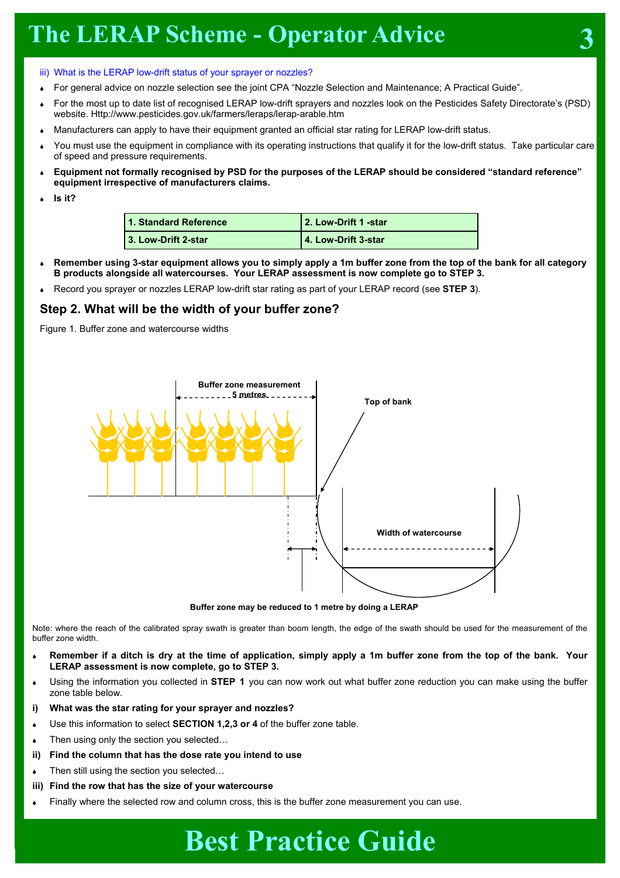iii) What is the LERAP low-drift status of your sprayer or nozzles?

- For general advice on nozzle selection see the joint CPA "Nozzle Selection and Maintenance; A Practical Guide".
- For the most up to date list of recognised LERAP low-drift sprayers and nozzles look on the Pesticides Safety Directorate's (PSD) website. Http://www.pesticides.gov.uk/farmers/leraps/lerap-arable.htm
- Manufacturers can apply to have their equipment granted an official star rating for LERAP low-drift status.
- You must use the equipment in compliance with its operating instructions that qualify it for the low-drift status. Take particular care of speed and pressure requirements.
- **Equipment not formally recognised by PSD for the purposes of the LERAP should be considered "standard reference" equipment irrespective of manufacturers claims.**
- **Is it?**

| 1. Standard Reference | 2. Low-Drift 1 -star |
|---|---|
| 3. Low-Drift 2-star | 4. Low-Drift 3-star |

- **Remember using 3-star equipment allows you to simply apply a 1m buffer zone from the top of the bank for all category B products alongside all watercourses. Your LERAP assessment is now complete go to STEP 3.**
- Record you sprayer or nozzles LERAP low-drift star rating as part of your LERAP record (see **STEP 3**).

## Step 2. What will be the width of your buffer zone?

Figure 1. Buffer zone and watercourse widths

Buffer zone measurement 5 metres

Top of bank

Width of watercourse

**Buffer zone may be reduced to 1 metre by doing a LERAP**

Note: where the reach of the calibrated spray swath is greater than boom length, the edge of the swath should be used for the measurement of the buffer zone width.

- **Remember if a ditch is dry at the time of application, simply apply a 1m buffer zone from the top of the bank. Your LERAP assessment is now complete, go to STEP 3.**
- Using the information you collected in **STEP 1** you can now work out what buffer zone reduction you can make using the buffer zone table below.

**i) What was the star rating for your sprayer and nozzles?**

- Use this information to select **SECTION 1,2,3 or 4** of the buffer zone table.
- Then using only the section you selected…

**ii) Find the column that has the dose rate you intend to use**

- Then still using the section you selected…

**iii) Find the row that has the size of your watercourse**

- Finally where the selected row and column cross, this is the buffer zone measurement you can use.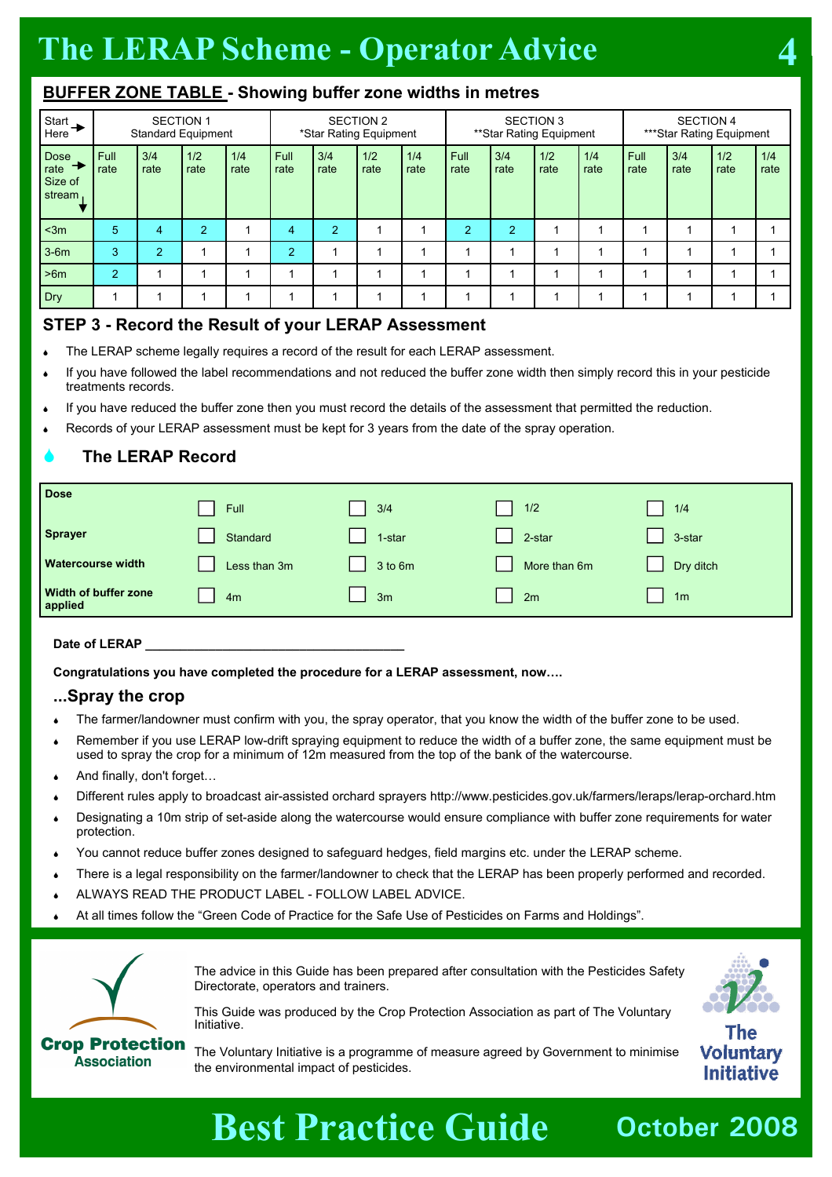# The LERAP Scheme - Operator Advice

## BUFFER ZONE TABLE - Showing buffer zone widths in metres

| Start Here → | SECTION 1 Standard Equipment | | | | SECTION 2 *Star Rating Equipment | | | | SECTION 3 **Star Rating Equipment | | | | SECTION 4 ***Star Rating Equipment | | | |
|---|---|---|---|---|---|---|---|---|---|---|---|---|---|---|---|---|
| Dose rate → Size of stream ↓ | Full rate | 3/4 rate | 1/2 rate | 1/4 rate | Full rate | 3/4 rate | 1/2 rate | 1/4 rate | Full rate | 3/4 rate | 1/2 rate | 1/4 rate | Full rate | 3/4 rate | 1/2 rate | 1/4 rate |
| <3m | 5 | 4 | 2 | 1 | 4 | 2 | 1 | 1 | 2 | 2 | 1 | 1 | 1 | 1 | 1 | 1 |
| 3-6m | 3 | 2 | 1 | 1 | 2 | 1 | 1 | 1 | 1 | 1 | 1 | 1 | 1 | 1 | 1 | 1 |
| >6m | 2 | 1 | 1 | 1 | 1 | 1 | 1 | 1 | 1 | 1 | 1 | 1 | 1 | 1 | 1 | 1 |
| Dry | 1 | 1 | 1 | 1 | 1 | 1 | 1 | 1 | 1 | 1 | 1 | 1 | 1 | 1 | 1 | 1 |

## STEP 3 - Record the Result of your LERAP Assessment

- The LERAP scheme legally requires a record of the result for each LERAP assessment.
- If you have followed the label recommendations and not reduced the buffer zone width then simply record this in your pesticide treatments records.
- If you have reduced the buffer zone then you must record the details of the assessment that permitted the reduction.
- Records of your LERAP assessment must be kept for 3 years from the date of the spray operation.

### The LERAP Record

| | | | | |
|---|---|---|---|---|
| **Dose** | ☐ Full | ☐ 3/4 | ☐ 1/2 | ☐ 1/4 |
| **Sprayer** | ☐ Standard | ☐ 1-star | ☐ 2-star | ☐ 3-star |
| **Watercourse width** | ☐ Less than 3m | ☐ 3 to 6m | ☐ More than 6m | ☐ Dry ditch |
| **Width of buffer zone applied** | ☐ 4m | ☐ 3m | ☐ 2m | ☐ 1m |

**Date of LERAP** ___________________________________

**Congratulations you have completed the procedure for a LERAP assessment, now….**

## ...Spray the crop

- The farmer/landowner must confirm with you, the spray operator, that you know the width of the buffer zone to be used.
- Remember if you use LERAP low-drift spraying equipment to reduce the width of a buffer zone, the same equipment must be used to spray the crop for a minimum of 12m measured from the top of the bank of the watercourse.
- And finally, don't forget…
- Different rules apply to broadcast air-assisted orchard sprayers http://www.pesticides.gov.uk/farmers/leraps/lerap-orchard.htm
- Designating a 10m strip of set-aside along the watercourse would ensure compliance with buffer zone requirements for water protection.
- You cannot reduce buffer zones designed to safeguard hedges, field margins etc. under the LERAP scheme.
- There is a legal responsibility on the farmer/landowner to check that the LERAP has been properly performed and recorded.
- ALWAYS READ THE PRODUCT LABEL - FOLLOW LABEL ADVICE.
- At all times follow the "Green Code of Practice for the Safe Use of Pesticides on Farms and Holdings".

Crop Protection Association

The advice in this Guide has been prepared after consultation with the Pesticides Safety Directorate, operators and trainers.

This Guide was produced by the Crop Protection Association as part of The Voluntary Initiative.

The Voluntary Initiative is a programme of measure agreed by Government to minimise the environmental impact of pesticides.

The Voluntary Initiative

Best Practice Guide October 2008